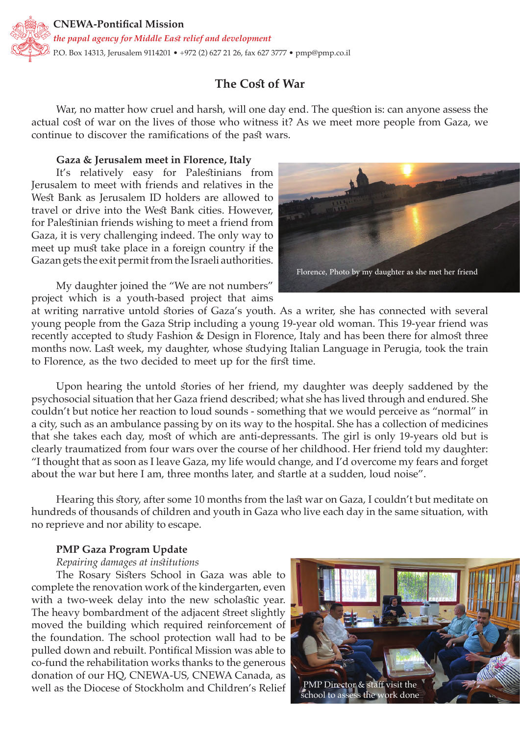**CNEWA-Pontifical Mission**

*the papal agency for Middle East relief and development*

P.O. Box 14313, Jerusalem 9114201 • +972 (2) 627 21 26, fax 627 3777 • pmp@pmp.co.il

## The Cost of War

War, no matter how cruel and harsh, will one day end. The question is: can anyone assess the actual cost of war on the lives of those who witness it? As we meet more people from Gaza, we continue to discover the ramifications of the past wars.

**Gaza & Jerusalem meet in Florence, Italy**

It's relatively easy for Palestinians from Jerusalem to meet with friends and relatives in the West Bank as Jerusalem ID holders are allowed to travel or drive into the West Bank cities. However, for Palestinian friends wishing to meet a friend from Gaza, it is very challenging indeed. The only way to meet up must take place in a foreign country if the Gazan gets the exit permit from the Israeli authorities.

Florence, Photo by my daughter as she met her friend

My daughter joined the "We are not numbers" project which is a youth-based project that aims at writing narrative untold stories of Gaza's youth. As a writer, she has connected with several young people from the Gaza Strip including a young 19-year old woman. This 19-year friend was recently accepted to study Fashion & Design in Florence, Italy and has been there for almost three months now. Last week, my daughter, whose studying Italian Language in Perugia, took the train to Florence, as the two decided to meet up for the first time.

Upon hearing the untold stories of her friend, my daughter was deeply saddened by the psychosocial situation that her Gaza friend described; what she has lived through and endured. She couldn't but notice her reaction to loud sounds - something that we would perceive as "normal" in a city, such as an ambulance passing by on its way to the hospital. She has a collection of medicines that she takes each day, most of which are anti-depressants. The girl is only 19-years old but is clearly traumatized from four wars over the course of her childhood. Her friend told my daughter: "I thought that as soon as I leave Gaza, my life would change, and I'd overcome my fears and forget about the war but here I am, three months later, and startle at a sudden, loud noise".

Hearing this story, after some 10 months from the last war on Gaza, I couldn't but meditate on hundreds of thousands of children and youth in Gaza who live each day in the same situation, with no reprieve and nor ability to escape.

**PMP Gaza Program Update**

*Repairing damages at institutions*

The Rosary Sisters School in Gaza was able to complete the renovation work of the kindergarten, even with a two-week delay into the new scholastic year. The heavy bombardment of the adjacent street slightly moved the building which required reinforcement of the foundation. The school protection wall had to be pulled down and rebuilt. Pontifical Mission was able to co-fund the rehabilitation works thanks to the generous donation of our HQ, CNEWA-US, CNEWA Canada, as well as the Diocese of Stockholm and Children's Relief

PMP Director & staff visit the school to assess the work done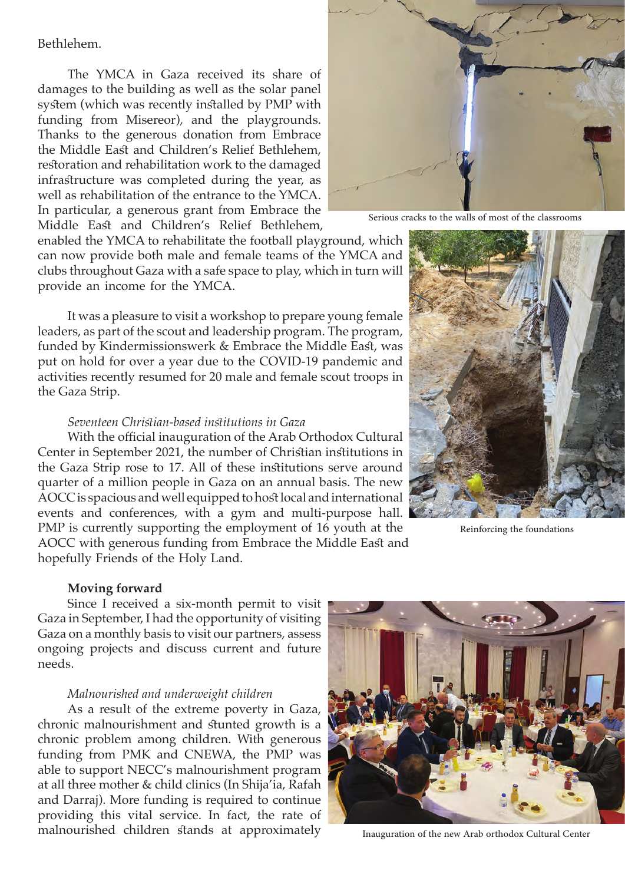Bethlehem.

The YMCA in Gaza received its share of damages to the building as well as the solar panel system (which was recently installed by PMP with funding from Misereor), and the playgrounds. Thanks to the generous donation from Embrace the Middle East and Children's Relief Bethlehem, restoration and rehabilitation work to the damaged infrastructure was completed during the year, as well as rehabilitation of the entrance to the YMCA. In particular, a generous grant from Embrace the Middle East and Children's Relief Bethlehem, enabled the YMCA to rehabilitate the football playground, which can now provide both male and female teams of the YMCA and clubs throughout Gaza with a safe space to play, which in turn will provide an income for the YMCA.

Serious cracks to the walls of most of the classrooms

It was a pleasure to visit a workshop to prepare young female leaders, as part of the scout and leadership program. The program, funded by Kindermissionswerk & Embrace the Middle East, was put on hold for over a year due to the COVID-19 pandemic and activities recently resumed for 20 male and female scout troops in the Gaza Strip.

*Seventeen Christian-based institutions in Gaza*

With the official inauguration of the Arab Orthodox Cultural Center in September 2021, the number of Christian institutions in the Gaza Strip rose to 17. All of these institutions serve around quarter of a million people in Gaza on an annual basis. The new AOCC is spacious and well equipped to host local and international events and conferences, with a gym and multi-purpose hall. PMP is currently supporting the employment of 16 youth at the AOCC with generous funding from Embrace the Middle East and hopefully Friends of the Holy Land.

Reinforcing the foundations

**Moving forward**

Since I received a six-month permit to visit Gaza in September, I had the opportunity of visiting Gaza on a monthly basis to visit our partners, assess ongoing projects and discuss current and future needs.

*Malnourished and underweight children*

As a result of the extreme poverty in Gaza, chronic malnourishment and stunted growth is a chronic problem among children. With generous funding from PMK and CNEWA, the PMP was able to support NECC's malnourishment program at all three mother & child clinics (In Shija'ia, Rafah and Darraj). More funding is required to continue providing this vital service. In fact, the rate of malnourished children stands at approximately

Inauguration of the new Arab orthodox Cultural Center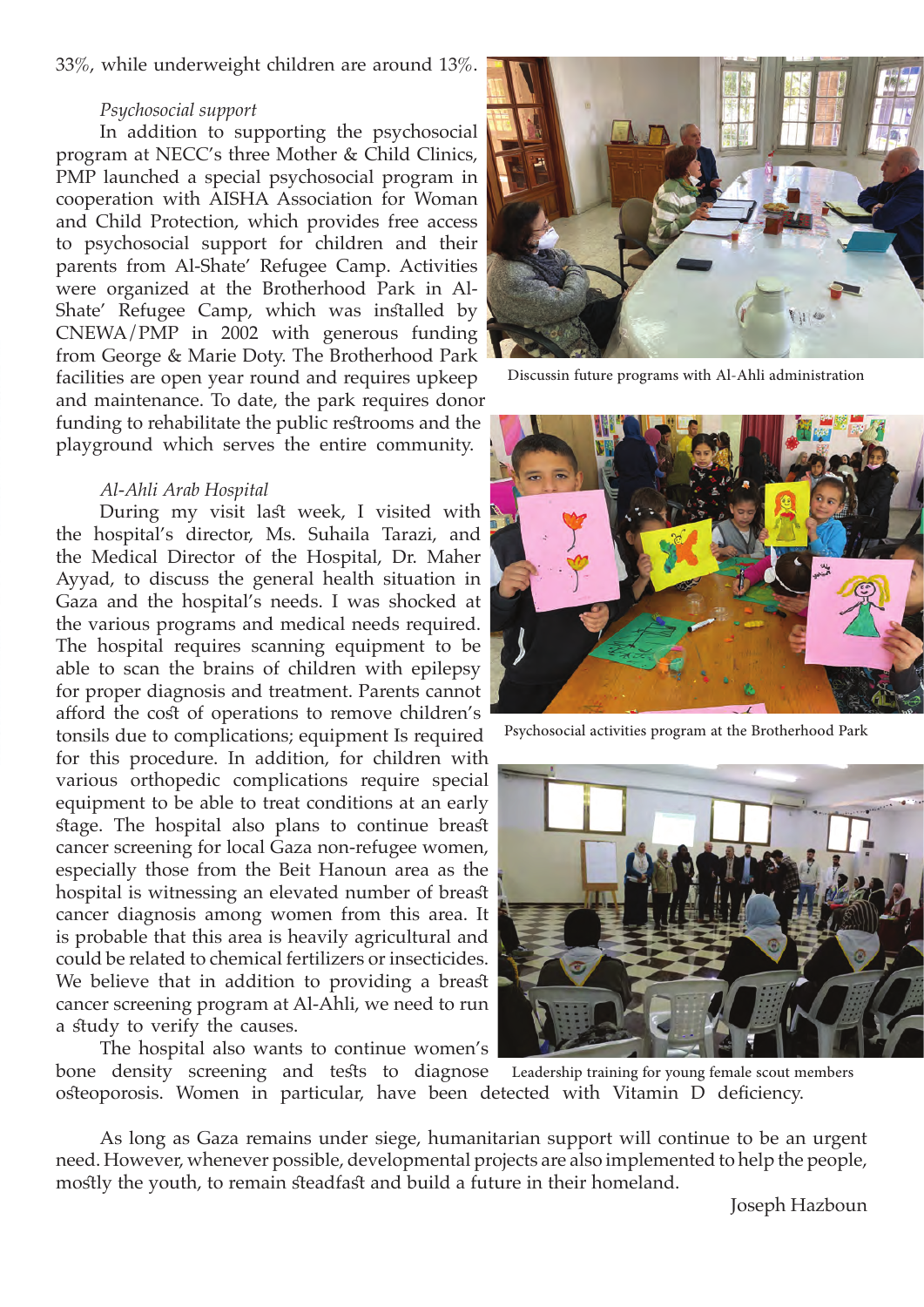33%, while underweight children are around 13%.

*Psychosocial support*

In addition to supporting the psychosocial program at NECC's three Mother & Child Clinics, PMP launched a special psychosocial program in cooperation with AISHA Association for Woman and Child Protection, which provides free access to psychosocial support for children and their parents from Al-Shate' Refugee Camp. Activities were organized at the Brotherhood Park in Al-Shate' Refugee Camp, which was installed by CNEWA/PMP in 2002 with generous funding from George & Marie Doty. The Brotherhood Park facilities are open year round and requires upkeep and maintenance. To date, the park requires donor funding to rehabilitate the public restrooms and the playground which serves the entire community.

Discussin future programs with Al-Ahli administration

*Al-Ahli Arab Hospital*

During my visit last week, I visited with the hospital's director, Ms. Suhaila Tarazi, and the Medical Director of the Hospital, Dr. Maher Ayyad, to discuss the general health situation in Gaza and the hospital's needs. I was shocked at the various programs and medical needs required. The hospital requires scanning equipment to be able to scan the brains of children with epilepsy for proper diagnosis and treatment. Parents cannot afford the cost of operations to remove children's tonsils due to complications; equipment Is required for this procedure. In addition, for children with various orthopedic complications require special equipment to be able to treat conditions at an early stage. The hospital also plans to continue breast cancer screening for local Gaza non-refugee women, especially those from the Beit Hanoun area as the hospital is witnessing an elevated number of breast cancer diagnosis among women from this area. It is probable that this area is heavily agricultural and could be related to chemical fertilizers or insecticides. We believe that in addition to providing a breast cancer screening program at Al-Ahli, we need to run a study to verify the causes.

Psychosocial activities program at the Brotherhood Park

The hospital also wants to continue women's bone density screening and tests to diagnose osteoporosis. Women in particular, have been detected with Vitamin D deficiency.

Leadership training for young female scout members

As long as Gaza remains under siege, humanitarian support will continue to be an urgent need. However, whenever possible, developmental projects are also implemented to help the people, mostly the youth, to remain steadfast and build a future in their homeland.

Joseph Hazboun